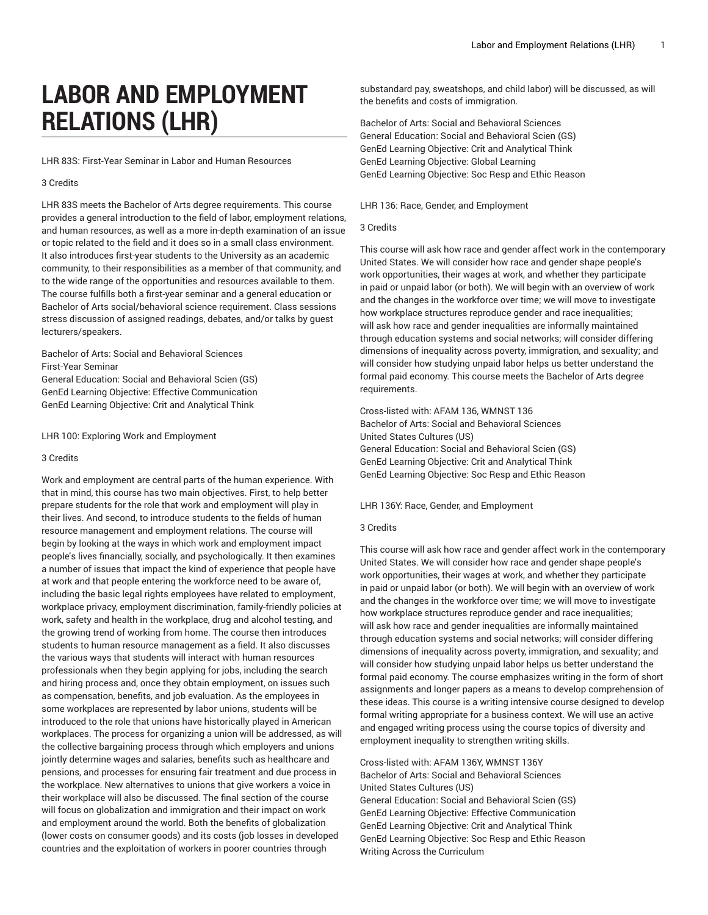# LABOR AND EMPLOYMENT RELATIONS (LHR)

LHR 83S: First-Year Seminar in Labor and Human Resources

3 Credits

LHR 83S meets the Bachelor of Arts degree requirements. This course provides a general introduction to the field of labor, employment relations, and human resources, as well as a more in-depth examination of an issue or topic related to the field and it does so in a small class environment. It also introduces first-year students to the University as an academic community, to their responsibilities as a member of that community, and to the wide range of the opportunities and resources available to them. The course fulfills both a first-year seminar and a general education or Bachelor of Arts social/behavioral science requirement. Class sessions stress discussion of assigned readings, debates, and/or talks by guest lecturers/speakers.

Bachelor of Arts: Social and Behavioral Sciences
First-Year Seminar
General Education: Social and Behavioral Scien (GS)
GenEd Learning Objective: Effective Communication
GenEd Learning Objective: Crit and Analytical Think

LHR 100: Exploring Work and Employment

3 Credits

Work and employment are central parts of the human experience. With that in mind, this course has two main objectives. First, to help better prepare students for the role that work and employment will play in their lives. And second, to introduce students to the fields of human resource management and employment relations. The course will begin by looking at the ways in which work and employment impact people's lives financially, socially, and psychologically. It then examines a number of issues that impact the kind of experience that people have at work and that people entering the workforce need to be aware of, including the basic legal rights employees have related to employment, workplace privacy, employment discrimination, family-friendly policies at work, safety and health in the workplace, drug and alcohol testing, and the growing trend of working from home. The course then introduces students to human resource management as a field. It also discusses the various ways that students will interact with human resources professionals when they begin applying for jobs, including the search and hiring process and, once they obtain employment, on issues such as compensation, benefits, and job evaluation. As the employees in some workplaces are represented by labor unions, students will be introduced to the role that unions have historically played in American workplaces. The process for organizing a union will be addressed, as will the collective bargaining process through which employers and unions jointly determine wages and salaries, benefits such as healthcare and pensions, and processes for ensuring fair treatment and due process in the workplace. New alternatives to unions that give workers a voice in their workplace will also be discussed. The final section of the course will focus on globalization and immigration and their impact on work and employment around the world. Both the benefits of globalization (lower costs on consumer goods) and its costs (job losses in developed countries and the exploitation of workers in poorer countries through substandard pay, sweatshops, and child labor) will be discussed, as will the benefits and costs of immigration.

Bachelor of Arts: Social and Behavioral Sciences
General Education: Social and Behavioral Scien (GS)
GenEd Learning Objective: Crit and Analytical Think
GenEd Learning Objective: Global Learning
GenEd Learning Objective: Soc Resp and Ethic Reason

LHR 136: Race, Gender, and Employment

3 Credits

This course will ask how race and gender affect work in the contemporary United States. We will consider how race and gender shape people's work opportunities, their wages at work, and whether they participate in paid or unpaid labor (or both). We will begin with an overview of work and the changes in the workforce over time; we will move to investigate how workplace structures reproduce gender and race inequalities; will ask how race and gender inequalities are informally maintained through education systems and social networks; will consider differing dimensions of inequality across poverty, immigration, and sexuality; and will consider how studying unpaid labor helps us better understand the formal paid economy. This course meets the Bachelor of Arts degree requirements.

Cross-listed with: AFAM 136, WMNST 136
Bachelor of Arts: Social and Behavioral Sciences
United States Cultures (US)
General Education: Social and Behavioral Scien (GS)
GenEd Learning Objective: Crit and Analytical Think
GenEd Learning Objective: Soc Resp and Ethic Reason

LHR 136Y: Race, Gender, and Employment

3 Credits

This course will ask how race and gender affect work in the contemporary United States. We will consider how race and gender shape people's work opportunities, their wages at work, and whether they participate in paid or unpaid labor (or both). We will begin with an overview of work and the changes in the workforce over time; we will move to investigate how workplace structures reproduce gender and race inequalities; will ask how race and gender inequalities are informally maintained through education systems and social networks; will consider differing dimensions of inequality across poverty, immigration, and sexuality; and will consider how studying unpaid labor helps us better understand the formal paid economy. The course emphasizes writing in the form of short assignments and longer papers as a means to develop comprehension of these ideas. This course is a writing intensive course designed to develop formal writing appropriate for a business context. We will use an active and engaged writing process using the course topics of diversity and employment inequality to strengthen writing skills.

Cross-listed with: AFAM 136Y, WMNST 136Y
Bachelor of Arts: Social and Behavioral Sciences
United States Cultures (US)
General Education: Social and Behavioral Scien (GS)
GenEd Learning Objective: Effective Communication
GenEd Learning Objective: Crit and Analytical Think
GenEd Learning Objective: Soc Resp and Ethic Reason
Writing Across the Curriculum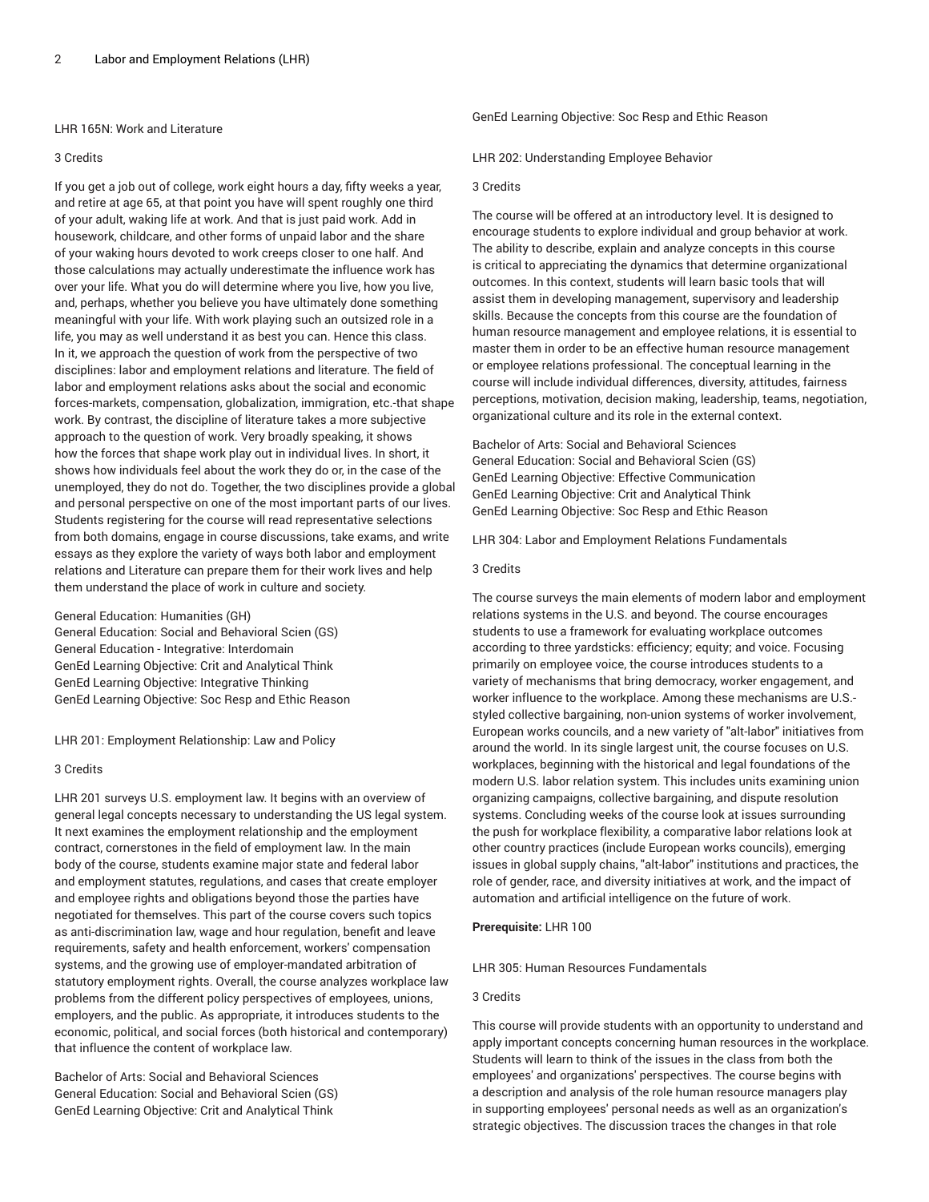## LHR 165N: Work and Literature

3 Credits

If you get a job out of college, work eight hours a day, fifty weeks a year, and retire at age 65, at that point you have will spent roughly one third of your adult, waking life at work. And that is just paid work. Add in housework, childcare, and other forms of unpaid labor and the share of your waking hours devoted to work creeps closer to one half. And those calculations may actually underestimate the influence work has over your life. What you do will determine where you live, how you live, and, perhaps, whether you believe you have ultimately done something meaningful with your life. With work playing such an outsized role in a life, you may as well understand it as best you can. Hence this class. In it, we approach the question of work from the perspective of two disciplines: labor and employment relations and literature. The field of labor and employment relations asks about the social and economic forces-markets, compensation, globalization, immigration, etc.-that shape work. By contrast, the discipline of literature takes a more subjective approach to the question of work. Very broadly speaking, it shows how the forces that shape work play out in individual lives. In short, it shows how individuals feel about the work they do or, in the case of the unemployed, they do not do. Together, the two disciplines provide a global and personal perspective on one of the most important parts of our lives. Students registering for the course will read representative selections from both domains, engage in course discussions, take exams, and write essays as they explore the variety of ways both labor and employment relations and Literature can prepare them for their work lives and help them understand the place of work in culture and society.

General Education: Humanities (GH)
General Education: Social and Behavioral Scien (GS)
General Education - Integrative: Interdomain
GenEd Learning Objective: Crit and Analytical Think
GenEd Learning Objective: Integrative Thinking
GenEd Learning Objective: Soc Resp and Ethic Reason

## LHR 201: Employment Relationship: Law and Policy

3 Credits

LHR 201 surveys U.S. employment law. It begins with an overview of general legal concepts necessary to understanding the US legal system. It next examines the employment relationship and the employment contract, cornerstones in the field of employment law. In the main body of the course, students examine major state and federal labor and employment statutes, regulations, and cases that create employer and employee rights and obligations beyond those the parties have negotiated for themselves. This part of the course covers such topics as anti-discrimination law, wage and hour regulation, benefit and leave requirements, safety and health enforcement, workers' compensation systems, and the growing use of employer-mandated arbitration of statutory employment rights. Overall, the course analyzes workplace law problems from the different policy perspectives of employees, unions, employers, and the public. As appropriate, it introduces students to the economic, political, and social forces (both historical and contemporary) that influence the content of workplace law.

Bachelor of Arts: Social and Behavioral Sciences
General Education: Social and Behavioral Scien (GS)
GenEd Learning Objective: Crit and Analytical Think
GenEd Learning Objective: Soc Resp and Ethic Reason

## LHR 202: Understanding Employee Behavior

3 Credits

The course will be offered at an introductory level. It is designed to encourage students to explore individual and group behavior at work. The ability to describe, explain and analyze concepts in this course is critical to appreciating the dynamics that determine organizational outcomes. In this context, students will learn basic tools that will assist them in developing management, supervisory and leadership skills. Because the concepts from this course are the foundation of human resource management and employee relations, it is essential to master them in order to be an effective human resource management or employee relations professional. The conceptual learning in the course will include individual differences, diversity, attitudes, fairness perceptions, motivation, decision making, leadership, teams, negotiation, organizational culture and its role in the external context.

Bachelor of Arts: Social and Behavioral Sciences
General Education: Social and Behavioral Scien (GS)
GenEd Learning Objective: Effective Communication
GenEd Learning Objective: Crit and Analytical Think
GenEd Learning Objective: Soc Resp and Ethic Reason

## LHR 304: Labor and Employment Relations Fundamentals

3 Credits

The course surveys the main elements of modern labor and employment relations systems in the U.S. and beyond. The course encourages students to use a framework for evaluating workplace outcomes according to three yardsticks: efficiency; equity; and voice. Focusing primarily on employee voice, the course introduces students to a variety of mechanisms that bring democracy, worker engagement, and worker influence to the workplace. Among these mechanisms are U.S.-styled collective bargaining, non-union systems of worker involvement, European works councils, and a new variety of "alt-labor" initiatives from around the world. In its single largest unit, the course focuses on U.S. workplaces, beginning with the historical and legal foundations of the modern U.S. labor relation system. This includes units examining union organizing campaigns, collective bargaining, and dispute resolution systems. Concluding weeks of the course look at issues surrounding the push for workplace flexibility, a comparative labor relations look at other country practices (include European works councils), emerging issues in global supply chains, "alt-labor" institutions and practices, the role of gender, race, and diversity initiatives at work, and the impact of automation and artificial intelligence on the future of work.

**Prerequisite:** LHR 100

## LHR 305: Human Resources Fundamentals

3 Credits

This course will provide students with an opportunity to understand and apply important concepts concerning human resources in the workplace. Students will learn to think of the issues in the class from both the employees' and organizations' perspectives. The course begins with a description and analysis of the role human resource managers play in supporting employees' personal needs as well as an organization's strategic objectives. The discussion traces the changes in that role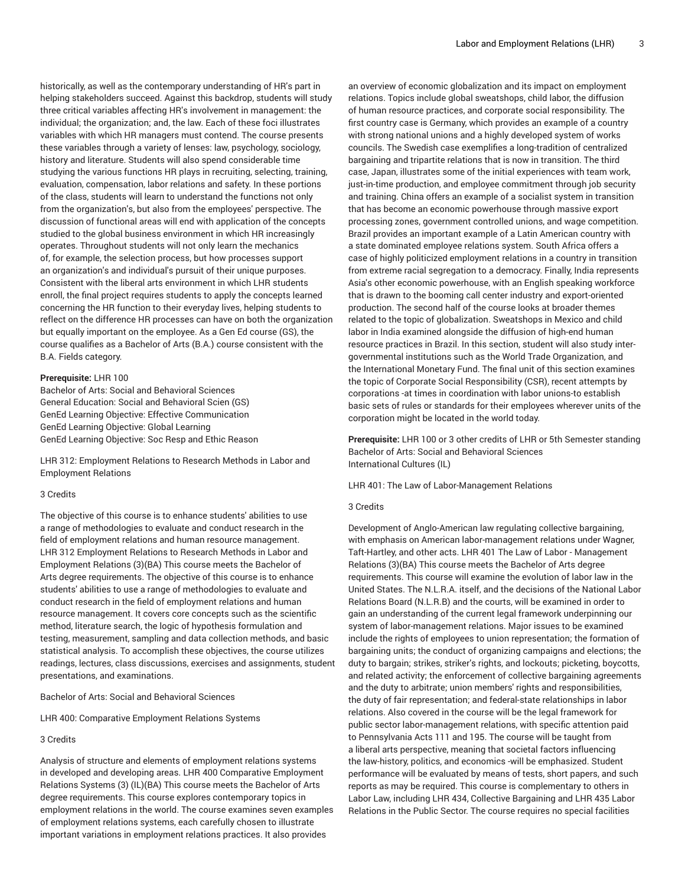historically, as well as the contemporary understanding of HR's part in helping stakeholders succeed. Against this backdrop, students will study three critical variables affecting HR's involvement in management: the individual; the organization; and, the law. Each of these foci illustrates variables with which HR managers must contend. The course presents these variables through a variety of lenses: law, psychology, sociology, history and literature. Students will also spend considerable time studying the various functions HR plays in recruiting, selecting, training, evaluation, compensation, labor relations and safety. In these portions of the class, students will learn to understand the functions not only from the organization's, but also from the employees' perspective. The discussion of functional areas will end with application of the concepts studied to the global business environment in which HR increasingly operates. Throughout students will not only learn the mechanics of, for example, the selection process, but how processes support an organization's and individual's pursuit of their unique purposes. Consistent with the liberal arts environment in which LHR students enroll, the final project requires students to apply the concepts learned concerning the HR function to their everyday lives, helping students to reflect on the difference HR processes can have on both the organization but equally important on the employee. As a Gen Ed course (GS), the course qualifies as a Bachelor of Arts (B.A.) course consistent with the B.A. Fields category.

**Prerequisite:** LHR 100
Bachelor of Arts: Social and Behavioral Sciences
General Education: Social and Behavioral Scien (GS)
GenEd Learning Objective: Effective Communication
GenEd Learning Objective: Global Learning
GenEd Learning Objective: Soc Resp and Ethic Reason

LHR 312: Employment Relations to Research Methods in Labor and Employment Relations

3 Credits

The objective of this course is to enhance students' abilities to use a range of methodologies to evaluate and conduct research in the field of employment relations and human resource management. LHR 312 Employment Relations to Research Methods in Labor and Employment Relations (3)(BA) This course meets the Bachelor of Arts degree requirements. The objective of this course is to enhance students' abilities to use a range of methodologies to evaluate and conduct research in the field of employment relations and human resource management. It covers core concepts such as the scientific method, literature search, the logic of hypothesis formulation and testing, measurement, sampling and data collection methods, and basic statistical analysis. To accomplish these objectives, the course utilizes readings, lectures, class discussions, exercises and assignments, student presentations, and examinations.

Bachelor of Arts: Social and Behavioral Sciences

LHR 400: Comparative Employment Relations Systems

3 Credits

Analysis of structure and elements of employment relations systems in developed and developing areas. LHR 400 Comparative Employment Relations Systems (3) (IL)(BA) This course meets the Bachelor of Arts degree requirements. This course explores contemporary topics in employment relations in the world. The course examines seven examples of employment relations systems, each carefully chosen to illustrate important variations in employment relations practices. It also provides an overview of economic globalization and its impact on employment relations. Topics include global sweatshops, child labor, the diffusion of human resource practices, and corporate social responsibility. The first country case is Germany, which provides an example of a country with strong national unions and a highly developed system of works councils. The Swedish case exemplifies a long-tradition of centralized bargaining and tripartite relations that is now in transition. The third case, Japan, illustrates some of the initial experiences with team work, just-in-time production, and employee commitment through job security and training. China offers an example of a socialist system in transition that has become an economic powerhouse through massive export processing zones, government controlled unions, and wage competition. Brazil provides an important example of a Latin American country with a state dominated employee relations system. South Africa offers a case of highly politicized employment relations in a country in transition from extreme racial segregation to a democracy. Finally, India represents Asia's other economic powerhouse, with an English speaking workforce that is drawn to the booming call center industry and export-oriented production. The second half of the course looks at broader themes related to the topic of globalization. Sweatshops in Mexico and child labor in India examined alongside the diffusion of high-end human resource practices in Brazil. In this section, student will also study inter-governmental institutions such as the World Trade Organization, and the International Monetary Fund. The final unit of this section examines the topic of Corporate Social Responsibility (CSR), recent attempts by corporations -at times in coordination with labor unions-to establish basic sets of rules or standards for their employees wherever units of the corporation might be located in the world today.

**Prerequisite:** LHR 100 or 3 other credits of LHR or 5th Semester standing
Bachelor of Arts: Social and Behavioral Sciences
International Cultures (IL)

LHR 401: The Law of Labor-Management Relations

3 Credits

Development of Anglo-American law regulating collective bargaining, with emphasis on American labor-management relations under Wagner, Taft-Hartley, and other acts. LHR 401 The Law of Labor - Management Relations (3)(BA) This course meets the Bachelor of Arts degree requirements. This course will examine the evolution of labor law in the United States. The N.L.R.A. itself, and the decisions of the National Labor Relations Board (N.L.R.B) and the courts, will be examined in order to gain an understanding of the current legal framework underpinning our system of labor-management relations. Major issues to be examined include the rights of employees to union representation; the formation of bargaining units; the conduct of organizing campaigns and elections; the duty to bargain; strikes, striker's rights, and lockouts; picketing, boycotts, and related activity; the enforcement of collective bargaining agreements and the duty to arbitrate; union members' rights and responsibilities, the duty of fair representation; and federal-state relationships in labor relations. Also covered in the course will be the legal framework for public sector labor-management relations, with specific attention paid to Pennsylvania Acts 111 and 195. The course will be taught from a liberal arts perspective, meaning that societal factors influencing the law-history, politics, and economics -will be emphasized. Student performance will be evaluated by means of tests, short papers, and such reports as may be required. This course is complementary to others in Labor Law, including LHR 434, Collective Bargaining and LHR 435 Labor Relations in the Public Sector. The course requires no special facilities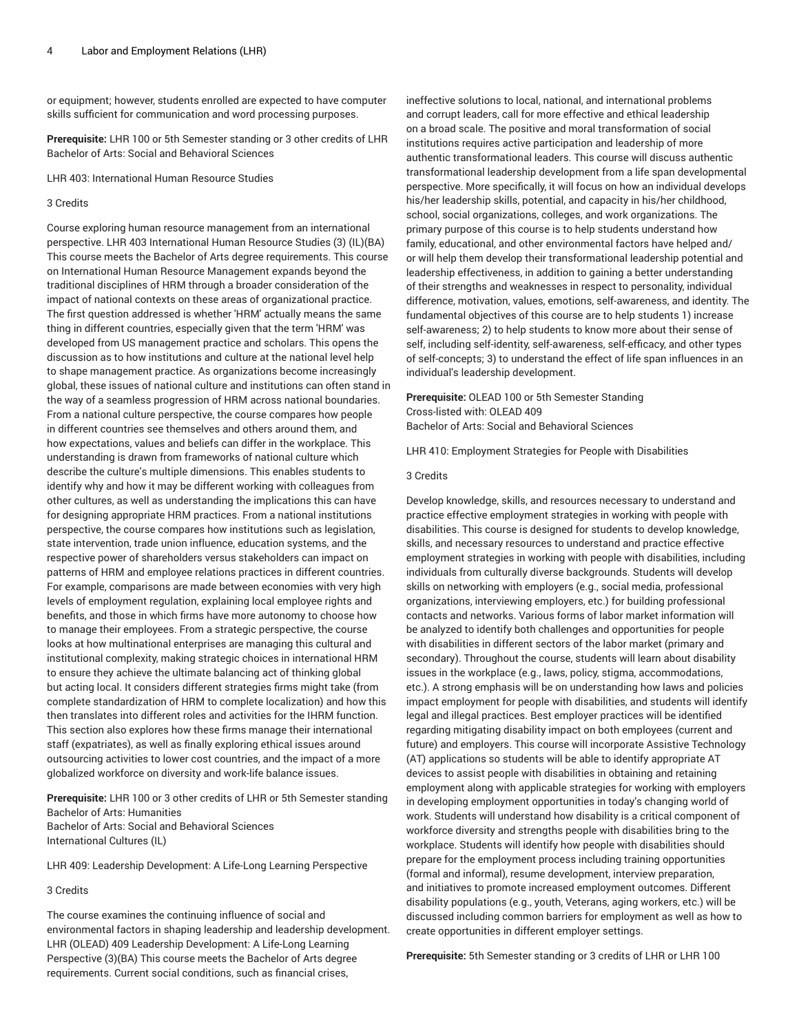or equipment; however, students enrolled are expected to have computer skills sufficient for communication and word processing purposes.

**Prerequisite:** LHR 100 or 5th Semester standing or 3 other credits of LHR
Bachelor of Arts: Social and Behavioral Sciences

LHR 403: International Human Resource Studies

3 Credits

Course exploring human resource management from an international perspective. LHR 403 International Human Resource Studies (3) (IL)(BA) This course meets the Bachelor of Arts degree requirements. This course on International Human Resource Management expands beyond the traditional disciplines of HRM through a broader consideration of the impact of national contexts on these areas of organizational practice. The first question addressed is whether 'HRM' actually means the same thing in different countries, especially given that the term 'HRM' was developed from US management practice and scholars. This opens the discussion as to how institutions and culture at the national level help to shape management practice. As organizations become increasingly global, these issues of national culture and institutions can often stand in the way of a seamless progression of HRM across national boundaries. From a national culture perspective, the course compares how people in different countries see themselves and others around them, and how expectations, values and beliefs can differ in the workplace. This understanding is drawn from frameworks of national culture which describe the culture's multiple dimensions. This enables students to identify why and how it may be different working with colleagues from other cultures, as well as understanding the implications this can have for designing appropriate HRM practices. From a national institutions perspective, the course compares how institutions such as legislation, state intervention, trade union influence, education systems, and the respective power of shareholders versus stakeholders can impact on patterns of HRM and employee relations practices in different countries. For example, comparisons are made between economies with very high levels of employment regulation, explaining local employee rights and benefits, and those in which firms have more autonomy to choose how to manage their employees. From a strategic perspective, the course looks at how multinational enterprises are managing this cultural and institutional complexity, making strategic choices in international HRM to ensure they achieve the ultimate balancing act of thinking global but acting local. It considers different strategies firms might take (from complete standardization of HRM to complete localization) and how this then translates into different roles and activities for the IHRM function. This section also explores how these firms manage their international staff (expatriates), as well as finally exploring ethical issues around outsourcing activities to lower cost countries, and the impact of a more globalized workforce on diversity and work-life balance issues.

**Prerequisite:** LHR 100 or 3 other credits of LHR or 5th Semester standing
Bachelor of Arts: Humanities
Bachelor of Arts: Social and Behavioral Sciences
International Cultures (IL)

LHR 409: Leadership Development: A Life-Long Learning Perspective

3 Credits

The course examines the continuing influence of social and environmental factors in shaping leadership and leadership development. LHR (OLEAD) 409 Leadership Development: A Life-Long Learning Perspective (3)(BA) This course meets the Bachelor of Arts degree requirements. Current social conditions, such as financial crises, ineffective solutions to local, national, and international problems and corrupt leaders, call for more effective and ethical leadership on a broad scale. The positive and moral transformation of social institutions requires active participation and leadership of more authentic transformational leaders. This course will discuss authentic transformational leadership development from a life span developmental perspective. More specifically, it will focus on how an individual develops his/her leadership skills, potential, and capacity in his/her childhood, school, social organizations, colleges, and work organizations. The primary purpose of this course is to help students understand how family, educational, and other environmental factors have helped and/or will help them develop their transformational leadership potential and leadership effectiveness, in addition to gaining a better understanding of their strengths and weaknesses in respect to personality, individual difference, motivation, values, emotions, self-awareness, and identity. The fundamental objectives of this course are to help students 1) increase self-awareness; 2) to help students to know more about their sense of self, including self-identity, self-awareness, self-efficacy, and other types of self-concepts; 3) to understand the effect of life span influences in an individual's leadership development.

**Prerequisite:** OLEAD 100 or 5th Semester Standing
Cross-listed with: OLEAD 409
Bachelor of Arts: Social and Behavioral Sciences

LHR 410: Employment Strategies for People with Disabilities

3 Credits

Develop knowledge, skills, and resources necessary to understand and practice effective employment strategies in working with people with disabilities. This course is designed for students to develop knowledge, skills, and necessary resources to understand and practice effective employment strategies in working with people with disabilities, including individuals from culturally diverse backgrounds. Students will develop skills on networking with employers (e.g., social media, professional organizations, interviewing employers, etc.) for building professional contacts and networks. Various forms of labor market information will be analyzed to identify both challenges and opportunities for people with disabilities in different sectors of the labor market (primary and secondary). Throughout the course, students will learn about disability issues in the workplace (e.g., laws, policy, stigma, accommodations, etc.). A strong emphasis will be on understanding how laws and policies impact employment for people with disabilities, and students will identify legal and illegal practices. Best employer practices will be identified regarding mitigating disability impact on both employees (current and future) and employers. This course will incorporate Assistive Technology (AT) applications so students will be able to identify appropriate AT devices to assist people with disabilities in obtaining and retaining employment along with applicable strategies for working with employers in developing employment opportunities in today's changing world of work. Students will understand how disability is a critical component of workforce diversity and strengths people with disabilities bring to the workplace. Students will identify how people with disabilities should prepare for the employment process including training opportunities (formal and informal), resume development, interview preparation, and initiatives to promote increased employment outcomes. Different disability populations (e.g., youth, Veterans, aging workers, etc.) will be discussed including common barriers for employment as well as how to create opportunities in different employer settings.

**Prerequisite:** 5th Semester standing or 3 credits of LHR or LHR 100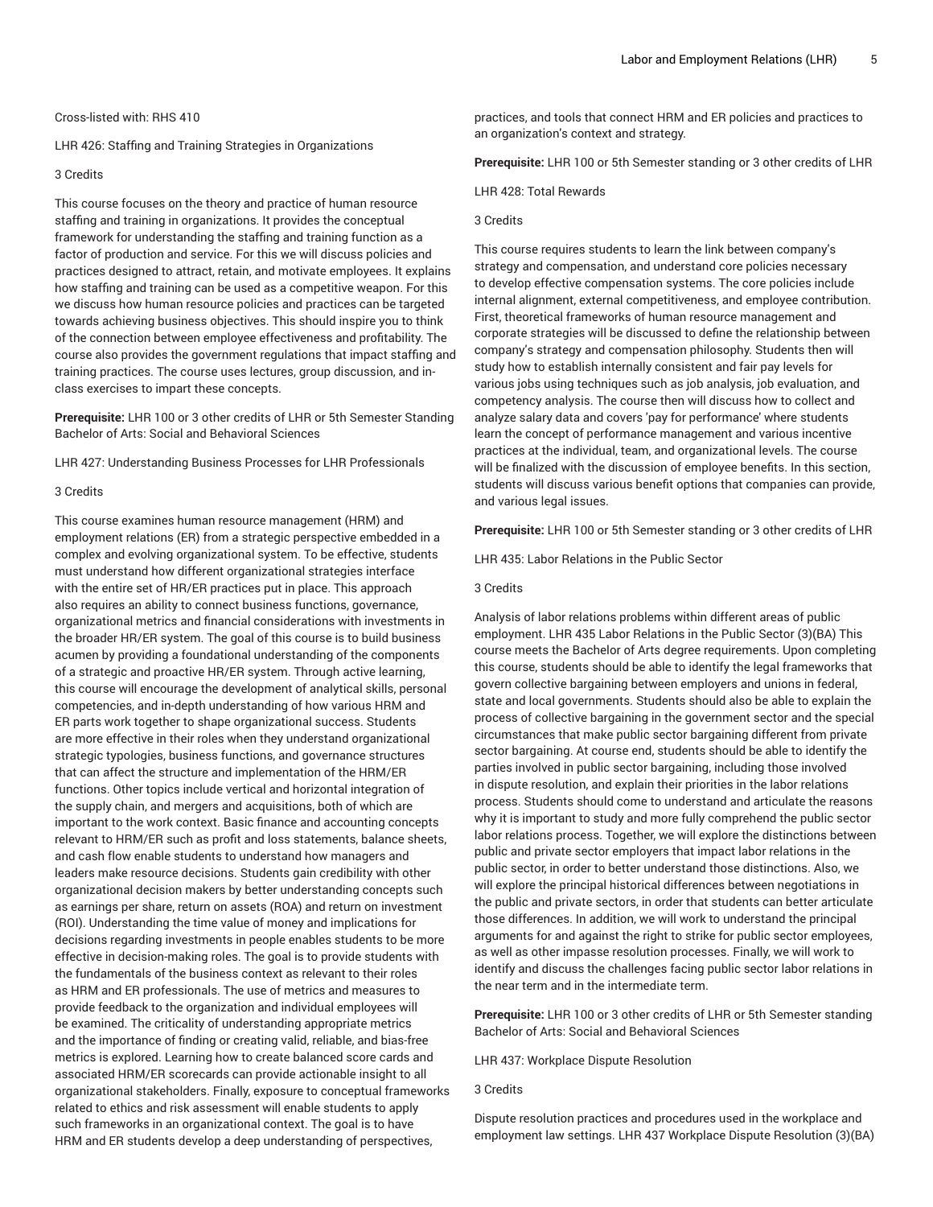Cross-listed with: RHS 410

LHR 426: Staffing and Training Strategies in Organizations

3 Credits

This course focuses on the theory and practice of human resource staffing and training in organizations. It provides the conceptual framework for understanding the staffing and training function as a factor of production and service. For this we will discuss policies and practices designed to attract, retain, and motivate employees. It explains how staffing and training can be used as a competitive weapon. For this we discuss how human resource policies and practices can be targeted towards achieving business objectives. This should inspire you to think of the connection between employee effectiveness and profitability. The course also provides the government regulations that impact staffing and training practices. The course uses lectures, group discussion, and in-class exercises to impart these concepts.

**Prerequisite:** LHR 100 or 3 other credits of LHR or 5th Semester Standing
Bachelor of Arts: Social and Behavioral Sciences

LHR 427: Understanding Business Processes for LHR Professionals

3 Credits

This course examines human resource management (HRM) and employment relations (ER) from a strategic perspective embedded in a complex and evolving organizational system. To be effective, students must understand how different organizational strategies interface with the entire set of HR/ER practices put in place. This approach also requires an ability to connect business functions, governance, organizational metrics and financial considerations with investments in the broader HR/ER system. The goal of this course is to build business acumen by providing a foundational understanding of the components of a strategic and proactive HR/ER system. Through active learning, this course will encourage the development of analytical skills, personal competencies, and in-depth understanding of how various HRM and ER parts work together to shape organizational success. Students are more effective in their roles when they understand organizational strategic typologies, business functions, and governance structures that can affect the structure and implementation of the HRM/ER functions. Other topics include vertical and horizontal integration of the supply chain, and mergers and acquisitions, both of which are important to the work context. Basic finance and accounting concepts relevant to HRM/ER such as profit and loss statements, balance sheets, and cash flow enable students to understand how managers and leaders make resource decisions. Students gain credibility with other organizational decision makers by better understanding concepts such as earnings per share, return on assets (ROA) and return on investment (ROI). Understanding the time value of money and implications for decisions regarding investments in people enables students to be more effective in decision-making roles. The goal is to provide students with the fundamentals of the business context as relevant to their roles as HRM and ER professionals. The use of metrics and measures to provide feedback to the organization and individual employees will be examined. The criticality of understanding appropriate metrics and the importance of finding or creating valid, reliable, and bias-free metrics is explored. Learning how to create balanced score cards and associated HRM/ER scorecards can provide actionable insight to all organizational stakeholders. Finally, exposure to conceptual frameworks related to ethics and risk assessment will enable students to apply such frameworks in an organizational context. The goal is to have HRM and ER students develop a deep understanding of perspectives, practices, and tools that connect HRM and ER policies and practices to an organization's context and strategy.

**Prerequisite:** LHR 100 or 5th Semester standing or 3 other credits of LHR

LHR 428: Total Rewards

3 Credits

This course requires students to learn the link between company's strategy and compensation, and understand core policies necessary to develop effective compensation systems. The core policies include internal alignment, external competitiveness, and employee contribution. First, theoretical frameworks of human resource management and corporate strategies will be discussed to define the relationship between company's strategy and compensation philosophy. Students then will study how to establish internally consistent and fair pay levels for various jobs using techniques such as job analysis, job evaluation, and competency analysis. The course then will discuss how to collect and analyze salary data and covers 'pay for performance' where students learn the concept of performance management and various incentive practices at the individual, team, and organizational levels. The course will be finalized with the discussion of employee benefits. In this section, students will discuss various benefit options that companies can provide, and various legal issues.

**Prerequisite:** LHR 100 or 5th Semester standing or 3 other credits of LHR

LHR 435: Labor Relations in the Public Sector

3 Credits

Analysis of labor relations problems within different areas of public employment. LHR 435 Labor Relations in the Public Sector (3)(BA) This course meets the Bachelor of Arts degree requirements. Upon completing this course, students should be able to identify the legal frameworks that govern collective bargaining between employers and unions in federal, state and local governments. Students should also be able to explain the process of collective bargaining in the government sector and the special circumstances that make public sector bargaining different from private sector bargaining. At course end, students should be able to identify the parties involved in public sector bargaining, including those involved in dispute resolution, and explain their priorities in the labor relations process. Students should come to understand and articulate the reasons why it is important to study and more fully comprehend the public sector labor relations process. Together, we will explore the distinctions between public and private sector employers that impact labor relations in the public sector, in order to better understand those distinctions. Also, we will explore the principal historical differences between negotiations in the public and private sectors, in order that students can better articulate those differences. In addition, we will work to understand the principal arguments for and against the right to strike for public sector employees, as well as other impasse resolution processes. Finally, we will work to identify and discuss the challenges facing public sector labor relations in the near term and in the intermediate term.

**Prerequisite:** LHR 100 or 3 other credits of LHR or 5th Semester standing
Bachelor of Arts: Social and Behavioral Sciences

LHR 437: Workplace Dispute Resolution

3 Credits

Dispute resolution practices and procedures used in the workplace and employment law settings. LHR 437 Workplace Dispute Resolution (3)(BA)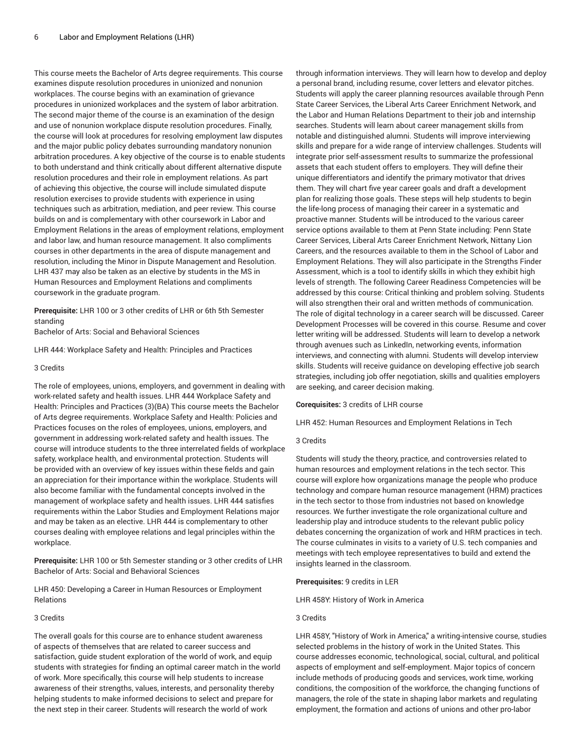This course meets the Bachelor of Arts degree requirements. This course examines dispute resolution procedures in unionized and nonunion workplaces. The course begins with an examination of grievance procedures in unionized workplaces and the system of labor arbitration. The second major theme of the course is an examination of the design and use of nonunion workplace dispute resolution procedures. Finally, the course will look at procedures for resolving employment law disputes and the major public policy debates surrounding mandatory nonunion arbitration procedures. A key objective of the course is to enable students to both understand and think critically about different alternative dispute resolution procedures and their role in employment relations. As part of achieving this objective, the course will include simulated dispute resolution exercises to provide students with experience in using techniques such as arbitration, mediation, and peer review. This course builds on and is complementary with other coursework in Labor and Employment Relations in the areas of employment relations, employment and labor law, and human resource management. It also compliments courses in other departments in the area of dispute management and resolution, including the Minor in Dispute Management and Resolution. LHR 437 may also be taken as an elective by students in the MS in Human Resources and Employment Relations and compliments coursework in the graduate program.

**Prerequisite:** LHR 100 or 3 other credits of LHR or 6th 5th Semester standing
Bachelor of Arts: Social and Behavioral Sciences

LHR 444: Workplace Safety and Health: Principles and Practices

3 Credits

The role of employees, unions, employers, and government in dealing with work-related safety and health issues. LHR 444 Workplace Safety and Health: Principles and Practices (3)(BA) This course meets the Bachelor of Arts degree requirements. Workplace Safety and Health: Policies and Practices focuses on the roles of employees, unions, employers, and government in addressing work-related safety and health issues. The course will introduce students to the three interrelated fields of workplace safety, workplace health, and environmental protection. Students will be provided with an overview of key issues within these fields and gain an appreciation for their importance within the workplace. Students will also become familiar with the fundamental concepts involved in the management of workplace safety and health issues. LHR 444 satisfies requirements within the Labor Studies and Employment Relations major and may be taken as an elective. LHR 444 is complementary to other courses dealing with employee relations and legal principles within the workplace.

**Prerequisite:** LHR 100 or 5th Semester standing or 3 other credits of LHR
Bachelor of Arts: Social and Behavioral Sciences

LHR 450: Developing a Career in Human Resources or Employment Relations

3 Credits

The overall goals for this course are to enhance student awareness of aspects of themselves that are related to career success and satisfaction, guide student exploration of the world of work, and equip students with strategies for finding an optimal career match in the world of work. More specifically, this course will help students to increase awareness of their strengths, values, interests, and personality thereby helping students to make informed decisions to select and prepare for the next step in their career. Students will research the world of work through information interviews. They will learn how to develop and deploy a personal brand, including resume, cover letters and elevator pitches. Students will apply the career planning resources available through Penn State Career Services, the Liberal Arts Career Enrichment Network, and the Labor and Human Relations Department to their job and internship searches. Students will learn about career management skills from notable and distinguished alumni. Students will improve interviewing skills and prepare for a wide range of interview challenges. Students will integrate prior self-assessment results to summarize the professional assets that each student offers to employers. They will define their unique differentiators and identify the primary motivator that drives them. They will chart five year career goals and draft a development plan for realizing those goals. These steps will help students to begin the life-long process of managing their career in a systematic and proactive manner. Students will be introduced to the various career service options available to them at Penn State including: Penn State Career Services, Liberal Arts Career Enrichment Network, Nittany Lion Careers, and the resources available to them in the School of Labor and Employment Relations. They will also participate in the Strengths Finder Assessment, which is a tool to identify skills in which they exhibit high levels of strength. The following Career Readiness Competencies will be addressed by this course: Critical thinking and problem solving. Students will also strengthen their oral and written methods of communication. The role of digital technology in a career search will be discussed. Career Development Processes will be covered in this course. Resume and cover letter writing will be addressed. Students will learn to develop a network through avenues such as LinkedIn, networking events, information interviews, and connecting with alumni. Students will develop interview skills. Students will receive guidance on developing effective job search strategies, including job offer negotiation, skills and qualities employers are seeking, and career decision making.

**Corequisites:** 3 credits of LHR course

LHR 452: Human Resources and Employment Relations in Tech

3 Credits

Students will study the theory, practice, and controversies related to human resources and employment relations in the tech sector. This course will explore how organizations manage the people who produce technology and compare human resource management (HRM) practices in the tech sector to those from industries not based on knowledge resources. We further investigate the role organizational culture and leadership play and introduce students to the relevant public policy debates concerning the organization of work and HRM practices in tech. The course culminates in visits to a variety of U.S. tech companies and meetings with tech employee representatives to build and extend the insights learned in the classroom.

**Prerequisites:** 9 credits in LER

LHR 458Y: History of Work in America

3 Credits

LHR 458Y, "History of Work in America," a writing-intensive course, studies selected problems in the history of work in the United States. This course addresses economic, technological, social, cultural, and political aspects of employment and self-employment. Major topics of concern include methods of producing goods and services, work time, working conditions, the composition of the workforce, the changing functions of managers, the role of the state in shaping labor markets and regulating employment, the formation and actions of unions and other pro-labor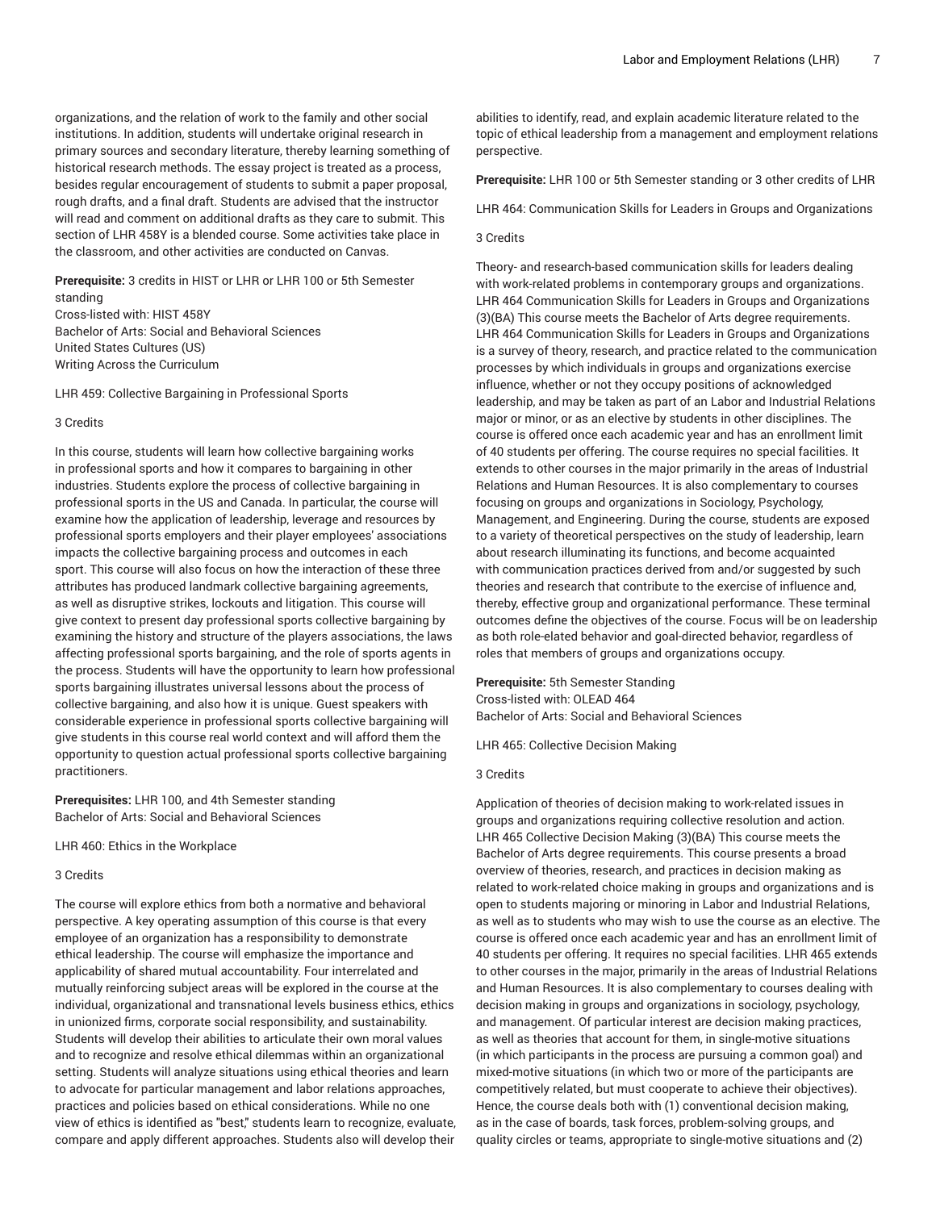organizations, and the relation of work to the family and other social institutions. In addition, students will undertake original research in primary sources and secondary literature, thereby learning something of historical research methods. The essay project is treated as a process, besides regular encouragement of students to submit a paper proposal, rough drafts, and a final draft. Students are advised that the instructor will read and comment on additional drafts as they care to submit. This section of LHR 458Y is a blended course. Some activities take place in the classroom, and other activities are conducted on Canvas.

**Prerequisite:** 3 credits in HIST or LHR or LHR 100 or 5th Semester standing
Cross-listed with: HIST 458Y
Bachelor of Arts: Social and Behavioral Sciences
United States Cultures (US)
Writing Across the Curriculum

LHR 459: Collective Bargaining in Professional Sports

3 Credits

In this course, students will learn how collective bargaining works in professional sports and how it compares to bargaining in other industries. Students explore the process of collective bargaining in professional sports in the US and Canada. In particular, the course will examine how the application of leadership, leverage and resources by professional sports employers and their player employees' associations impacts the collective bargaining process and outcomes in each sport. This course will also focus on how the interaction of these three attributes has produced landmark collective bargaining agreements, as well as disruptive strikes, lockouts and litigation. This course will give context to present day professional sports collective bargaining by examining the history and structure of the players associations, the laws affecting professional sports bargaining, and the role of sports agents in the process. Students will have the opportunity to learn how professional sports bargaining illustrates universal lessons about the process of collective bargaining, and also how it is unique. Guest speakers with considerable experience in professional sports collective bargaining will give students in this course real world context and will afford them the opportunity to question actual professional sports collective bargaining practitioners.

**Prerequisites:** LHR 100, and 4th Semester standing
Bachelor of Arts: Social and Behavioral Sciences

LHR 460: Ethics in the Workplace

3 Credits

The course will explore ethics from both a normative and behavioral perspective. A key operating assumption of this course is that every employee of an organization has a responsibility to demonstrate ethical leadership. The course will emphasize the importance and applicability of shared mutual accountability. Four interrelated and mutually reinforcing subject areas will be explored in the course at the individual, organizational and transnational levels business ethics, ethics in unionized firms, corporate social responsibility, and sustainability. Students will develop their abilities to articulate their own moral values and to recognize and resolve ethical dilemmas within an organizational setting. Students will analyze situations using ethical theories and learn to advocate for particular management and labor relations approaches, practices and policies based on ethical considerations. While no one view of ethics is identified as "best," students learn to recognize, evaluate, compare and apply different approaches. Students also will develop their abilities to identify, read, and explain academic literature related to the topic of ethical leadership from a management and employment relations perspective.

**Prerequisite:** LHR 100 or 5th Semester standing or 3 other credits of LHR

LHR 464: Communication Skills for Leaders in Groups and Organizations

3 Credits

Theory- and research-based communication skills for leaders dealing with work-related problems in contemporary groups and organizations. LHR 464 Communication Skills for Leaders in Groups and Organizations (3)(BA) This course meets the Bachelor of Arts degree requirements. LHR 464 Communication Skills for Leaders in Groups and Organizations is a survey of theory, research, and practice related to the communication processes by which individuals in groups and organizations exercise influence, whether or not they occupy positions of acknowledged leadership, and may be taken as part of an Labor and Industrial Relations major or minor, or as an elective by students in other disciplines. The course is offered once each academic year and has an enrollment limit of 40 students per offering. The course requires no special facilities. It extends to other courses in the major primarily in the areas of Industrial Relations and Human Resources. It is also complementary to courses focusing on groups and organizations in Sociology, Psychology, Management, and Engineering. During the course, students are exposed to a variety of theoretical perspectives on the study of leadership, learn about research illuminating its functions, and become acquainted with communication practices derived from and/or suggested by such theories and research that contribute to the exercise of influence and, thereby, effective group and organizational performance. These terminal outcomes define the objectives of the course. Focus will be on leadership as both role-elated behavior and goal-directed behavior, regardless of roles that members of groups and organizations occupy.

**Prerequisite:** 5th Semester Standing
Cross-listed with: OLEAD 464
Bachelor of Arts: Social and Behavioral Sciences

LHR 465: Collective Decision Making

3 Credits

Application of theories of decision making to work-related issues in groups and organizations requiring collective resolution and action. LHR 465 Collective Decision Making (3)(BA) This course meets the Bachelor of Arts degree requirements. This course presents a broad overview of theories, research, and practices in decision making as related to work-related choice making in groups and organizations and is open to students majoring or minoring in Labor and Industrial Relations, as well as to students who may wish to use the course as an elective. The course is offered once each academic year and has an enrollment limit of 40 students per offering. It requires no special facilities. LHR 465 extends to other courses in the major, primarily in the areas of Industrial Relations and Human Resources. It is also complementary to courses dealing with decision making in groups and organizations in sociology, psychology, and management. Of particular interest are decision making practices, as well as theories that account for them, in single-motive situations (in which participants in the process are pursuing a common goal) and mixed-motive situations (in which two or more of the participants are competitively related, but must cooperate to achieve their objectives). Hence, the course deals both with (1) conventional decision making, as in the case of boards, task forces, problem-solving groups, and quality circles or teams, appropriate to single-motive situations and (2)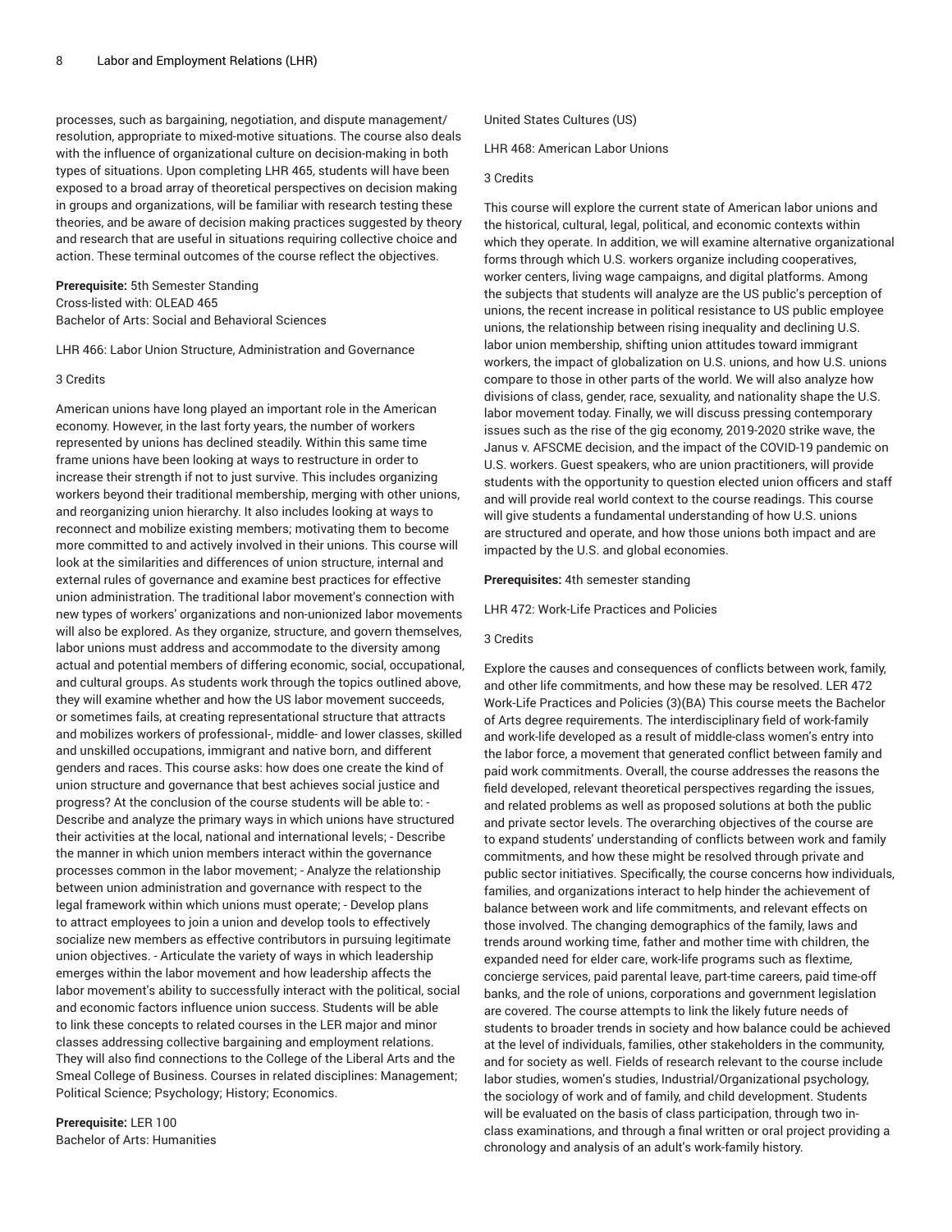processes, such as bargaining, negotiation, and dispute management/resolution, appropriate to mixed-motive situations. The course also deals with the influence of organizational culture on decision-making in both types of situations. Upon completing LHR 465, students will have been exposed to a broad array of theoretical perspectives on decision making in groups and organizations, will be familiar with research testing these theories, and be aware of decision making practices suggested by theory and research that are useful in situations requiring collective choice and action. These terminal outcomes of the course reflect the objectives.

**Prerequisite:** 5th Semester Standing
Cross-listed with: OLEAD 465
Bachelor of Arts: Social and Behavioral Sciences

LHR 466: Labor Union Structure, Administration and Governance

3 Credits

American unions have long played an important role in the American economy. However, in the last forty years, the number of workers represented by unions has declined steadily. Within this same time frame unions have been looking at ways to restructure in order to increase their strength if not to just survive. This includes organizing workers beyond their traditional membership, merging with other unions, and reorganizing union hierarchy. It also includes looking at ways to reconnect and mobilize existing members; motivating them to become more committed to and actively involved in their unions. This course will look at the similarities and differences of union structure, internal and external rules of governance and examine best practices for effective union administration. The traditional labor movement's connection with new types of workers' organizations and non-unionized labor movements will also be explored. As they organize, structure, and govern themselves, labor unions must address and accommodate to the diversity among actual and potential members of differing economic, social, occupational, and cultural groups. As students work through the topics outlined above, they will examine whether and how the US labor movement succeeds, or sometimes fails, at creating representational structure that attracts and mobilizes workers of professional-, middle- and lower classes, skilled and unskilled occupations, immigrant and native born, and different genders and races. This course asks: how does one create the kind of union structure and governance that best achieves social justice and progress? At the conclusion of the course students will be able to: - Describe and analyze the primary ways in which unions have structured their activities at the local, national and international levels; - Describe the manner in which union members interact within the governance processes common in the labor movement; - Analyze the relationship between union administration and governance with respect to the legal framework within which unions must operate; - Develop plans to attract employees to join a union and develop tools to effectively socialize new members as effective contributors in pursuing legitimate union objectives. - Articulate the variety of ways in which leadership emerges within the labor movement and how leadership affects the labor movement's ability to successfully interact with the political, social and economic factors influence union success. Students will be able to link these concepts to related courses in the LER major and minor classes addressing collective bargaining and employment relations. They will also find connections to the College of the Liberal Arts and the Smeal College of Business. Courses in related disciplines: Management; Political Science; Psychology; History; Economics.

**Prerequisite:** LER 100
Bachelor of Arts: Humanities
United States Cultures (US)

LHR 468: American Labor Unions

3 Credits

This course will explore the current state of American labor unions and the historical, cultural, legal, political, and economic contexts within which they operate. In addition, we will examine alternative organizational forms through which U.S. workers organize including cooperatives, worker centers, living wage campaigns, and digital platforms. Among the subjects that students will analyze are the US public's perception of unions, the recent increase in political resistance to US public employee unions, the relationship between rising inequality and declining U.S. labor union membership, shifting union attitudes toward immigrant workers, the impact of globalization on U.S. unions, and how U.S. unions compare to those in other parts of the world. We will also analyze how divisions of class, gender, race, sexuality, and nationality shape the U.S. labor movement today. Finally, we will discuss pressing contemporary issues such as the rise of the gig economy, 2019-2020 strike wave, the Janus v. AFSCME decision, and the impact of the COVID-19 pandemic on U.S. workers. Guest speakers, who are union practitioners, will provide students with the opportunity to question elected union officers and staff and will provide real world context to the course readings. This course will give students a fundamental understanding of how U.S. unions are structured and operate, and how those unions both impact and are impacted by the U.S. and global economies.

**Prerequisites:** 4th semester standing

LHR 472: Work-Life Practices and Policies

3 Credits

Explore the causes and consequences of conflicts between work, family, and other life commitments, and how these may be resolved. LER 472 Work-Life Practices and Policies (3)(BA) This course meets the Bachelor of Arts degree requirements. The interdisciplinary field of work-family and work-life developed as a result of middle-class women's entry into the labor force, a movement that generated conflict between family and paid work commitments. Overall, the course addresses the reasons the field developed, relevant theoretical perspectives regarding the issues, and related problems as well as proposed solutions at both the public and private sector levels. The overarching objectives of the course are to expand students' understanding of conflicts between work and family commitments, and how these might be resolved through private and public sector initiatives. Specifically, the course concerns how individuals, families, and organizations interact to help hinder the achievement of balance between work and life commitments, and relevant effects on those involved. The changing demographics of the family, laws and trends around working time, father and mother time with children, the expanded need for elder care, work-life programs such as flextime, concierge services, paid parental leave, part-time careers, paid time-off banks, and the role of unions, corporations and government legislation are covered. The course attempts to link the likely future needs of students to broader trends in society and how balance could be achieved at the level of individuals, families, other stakeholders in the community, and for society as well. Fields of research relevant to the course include labor studies, women's studies, Industrial/Organizational psychology, the sociology of work and of family, and child development. Students will be evaluated on the basis of class participation, through two in-class examinations, and through a final written or oral project providing a chronology and analysis of an adult's work-family history.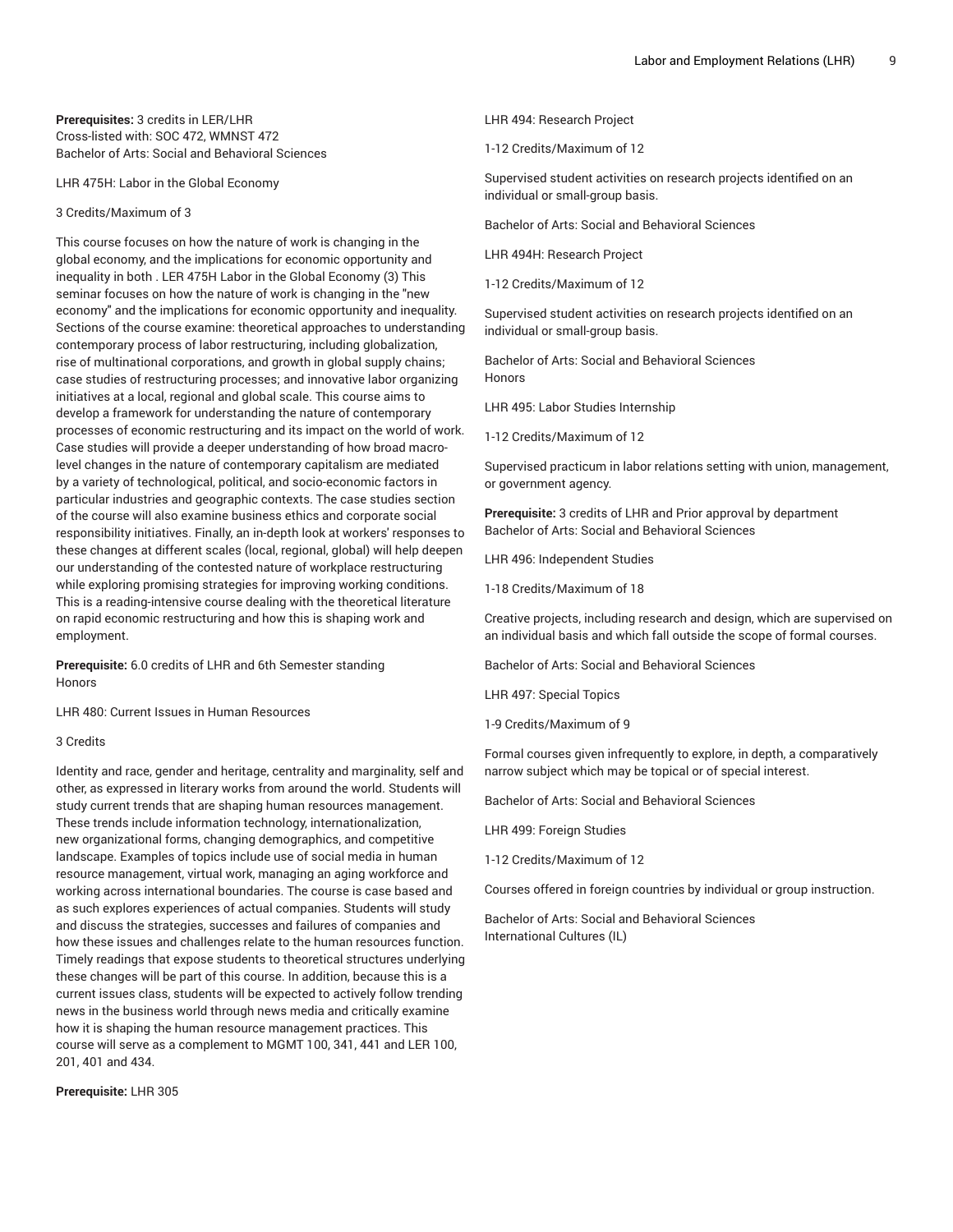**Prerequisites:** 3 credits in LER/LHR
Cross-listed with: SOC 472, WMNST 472
Bachelor of Arts: Social and Behavioral Sciences

LHR 475H: Labor in the Global Economy

3 Credits/Maximum of 3

This course focuses on how the nature of work is changing in the global economy, and the implications for economic opportunity and inequality in both . LER 475H Labor in the Global Economy (3) This seminar focuses on how the nature of work is changing in the "new economy" and the implications for economic opportunity and inequality. Sections of the course examine: theoretical approaches to understanding contemporary process of labor restructuring, including globalization, rise of multinational corporations, and growth in global supply chains; case studies of restructuring processes; and innovative labor organizing initiatives at a local, regional and global scale. This course aims to develop a framework for understanding the nature of contemporary processes of economic restructuring and its impact on the world of work. Case studies will provide a deeper understanding of how broad macro-level changes in the nature of contemporary capitalism are mediated by a variety of technological, political, and socio-economic factors in particular industries and geographic contexts. The case studies section of the course will also examine business ethics and corporate social responsibility initiatives. Finally, an in-depth look at workers' responses to these changes at different scales (local, regional, global) will help deepen our understanding of the contested nature of workplace restructuring while exploring promising strategies for improving working conditions. This is a reading-intensive course dealing with the theoretical literature on rapid economic restructuring and how this is shaping work and employment.

**Prerequisite:** 6.0 credits of LHR and 6th Semester standing
Honors

LHR 480: Current Issues in Human Resources

3 Credits

Identity and race, gender and heritage, centrality and marginality, self and other, as expressed in literary works from around the world. Students will study current trends that are shaping human resources management. These trends include information technology, internationalization, new organizational forms, changing demographics, and competitive landscape. Examples of topics include use of social media in human resource management, virtual work, managing an aging workforce and working across international boundaries. The course is case based and as such explores experiences of actual companies. Students will study and discuss the strategies, successes and failures of companies and how these issues and challenges relate to the human resources function. Timely readings that expose students to theoretical structures underlying these changes will be part of this course. In addition, because this is a current issues class, students will be expected to actively follow trending news in the business world through news media and critically examine how it is shaping the human resource management practices. This course will serve as a complement to MGMT 100, 341, 441 and LER 100, 201, 401 and 434.

**Prerequisite:** LHR 305

LHR 494: Research Project

1-12 Credits/Maximum of 12

Supervised student activities on research projects identified on an individual or small-group basis.

Bachelor of Arts: Social and Behavioral Sciences

LHR 494H: Research Project

1-12 Credits/Maximum of 12

Supervised student activities on research projects identified on an individual or small-group basis.

Bachelor of Arts: Social and Behavioral Sciences
Honors

LHR 495: Labor Studies Internship

1-12 Credits/Maximum of 12

Supervised practicum in labor relations setting with union, management, or government agency.

**Prerequisite:** 3 credits of LHR and Prior approval by department
Bachelor of Arts: Social and Behavioral Sciences

LHR 496: Independent Studies

1-18 Credits/Maximum of 18

Creative projects, including research and design, which are supervised on an individual basis and which fall outside the scope of formal courses.

Bachelor of Arts: Social and Behavioral Sciences

LHR 497: Special Topics

1-9 Credits/Maximum of 9

Formal courses given infrequently to explore, in depth, a comparatively narrow subject which may be topical or of special interest.

Bachelor of Arts: Social and Behavioral Sciences

LHR 499: Foreign Studies

1-12 Credits/Maximum of 12

Courses offered in foreign countries by individual or group instruction.

Bachelor of Arts: Social and Behavioral Sciences
International Cultures (IL)